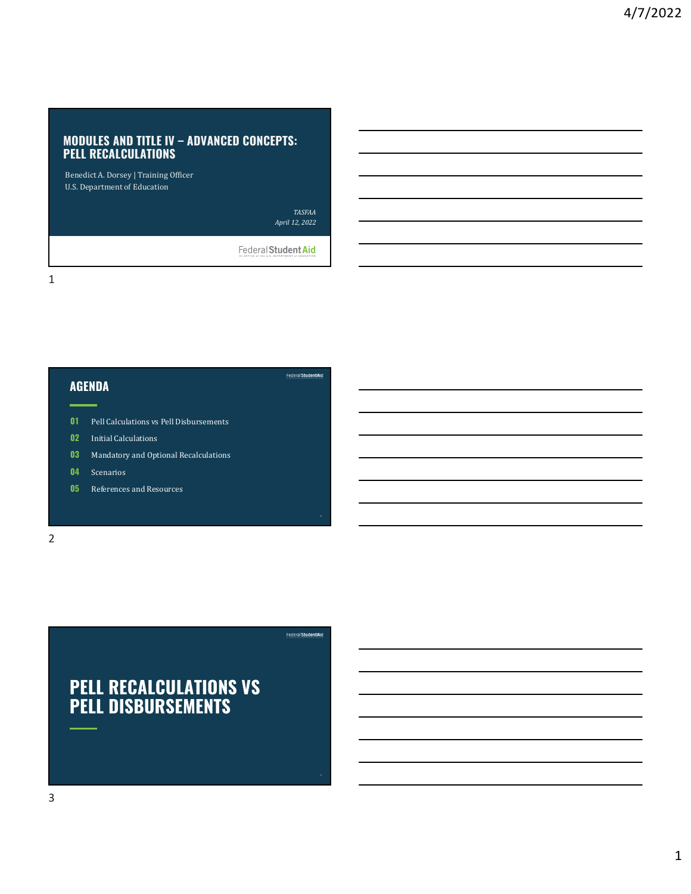# MODULES AND TITLE IV – ADVANCED CONCEPTS: PELL RECALCULATIONS

Benedict A. Dorsey | Training Officer
U.S. Department of Education

*TASFAA*
*April 12, 2022*

Federal Student Aid

## AGENDA

01 Pell Calculations vs Pell Disbursements

02 Initial Calculations

03 Mandatory and Optional Recalculations

04 Scenarios

05 References and Resources

# PELL RECALCULATIONS VS PELL DISBURSEMENTS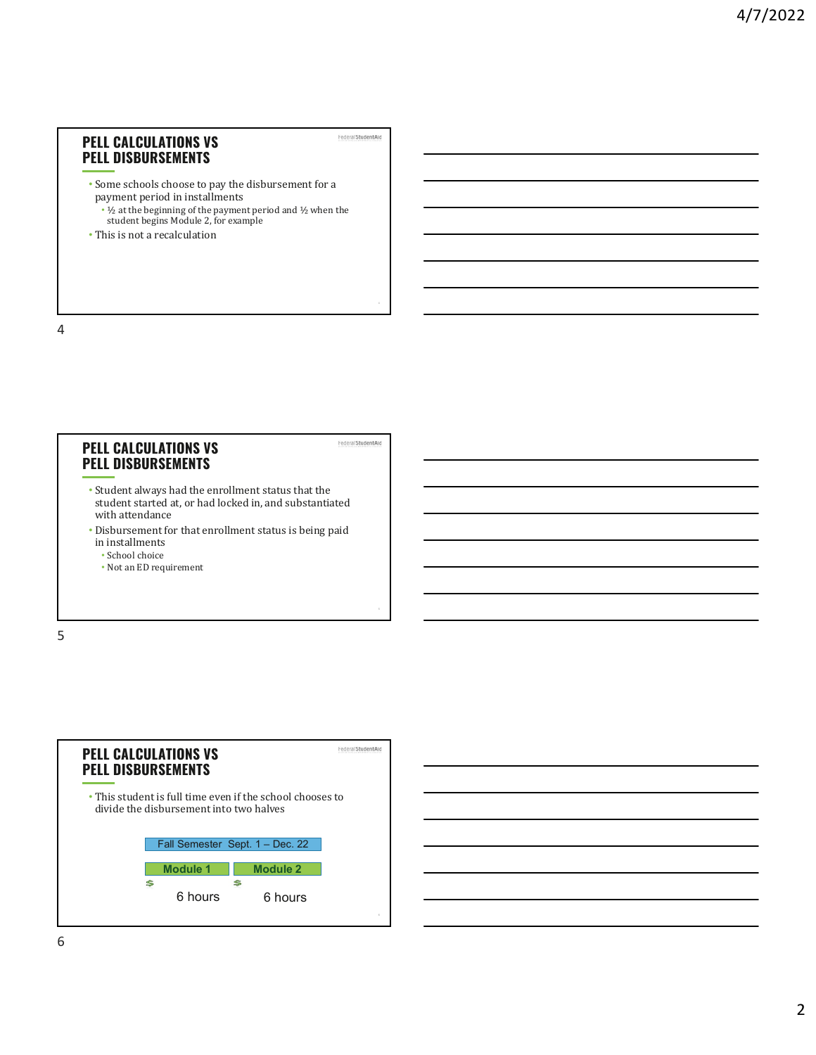## PELL CALCULATIONS VS PELL DISBURSEMENTS

- Some schools choose to pay the disbursement for a payment period in installments
  - ½ at the beginning of the payment period and ½ when the student begins Module 2, for example
- This is not a recalculation

## PELL CALCULATIONS VS PELL DISBURSEMENTS

- Student always had the enrollment status that the student started at, or had locked in, and substantiated with attendance
- Disbursement for that enrollment status is being paid in installments
  - School choice
  - Not an ED requirement

## PELL CALCULATIONS VS PELL DISBURSEMENTS

- This student is full time even if the school chooses to divide the disbursement into two halves

Fall Semester Sept. 1 – Dec. 22

| Module 1 | Module 2 |
|---|---|
| $ | $ |
| 6 hours | 6 hours |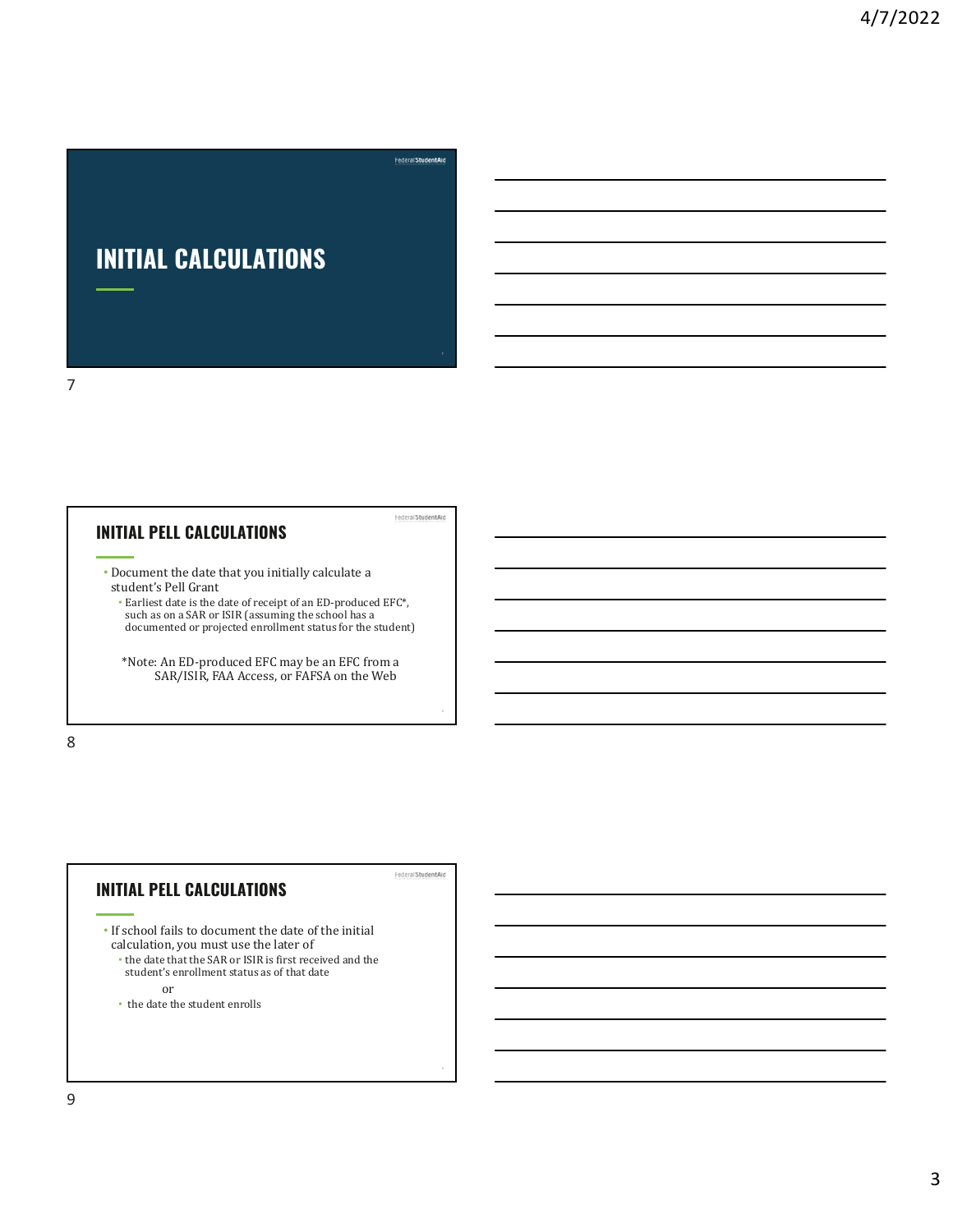# INITIAL CALCULATIONS

## INITIAL PELL CALCULATIONS

- Document the date that you initially calculate a student's Pell Grant
  - Earliest date is the date of receipt of an ED-produced EFC*, such as on a SAR or ISIR (assuming the school has a documented or projected enrollment status for the student)

*Note: An ED-produced EFC may be an EFC from a SAR/ISIR, FAA Access, or FAFSA on the Web

## INITIAL PELL CALCULATIONS

- If school fails to document the date of the initial calculation, you must use the later of
  - the date that the SAR or ISIR is first received and the student's enrollment status as of that date

    or
  - the date the student enrolls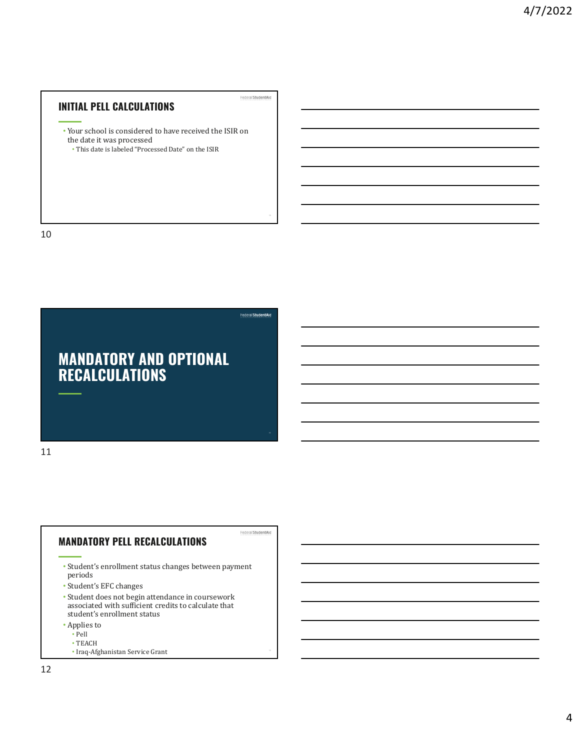## INITIAL PELL CALCULATIONS

- Your school is considered to have received the ISIR on the date it was processed
  - This date is labeled "Processed Date" on the ISIR

## MANDATORY AND OPTIONAL RECALCULATIONS

## MANDATORY PELL RECALCULATIONS

- Student's enrollment status changes between payment periods
- Student's EFC changes
- Student does not begin attendance in coursework associated with sufficient credits to calculate that student's enrollment status
- Applies to
  - Pell
  - TEACH
  - Iraq-Afghanistan Service Grant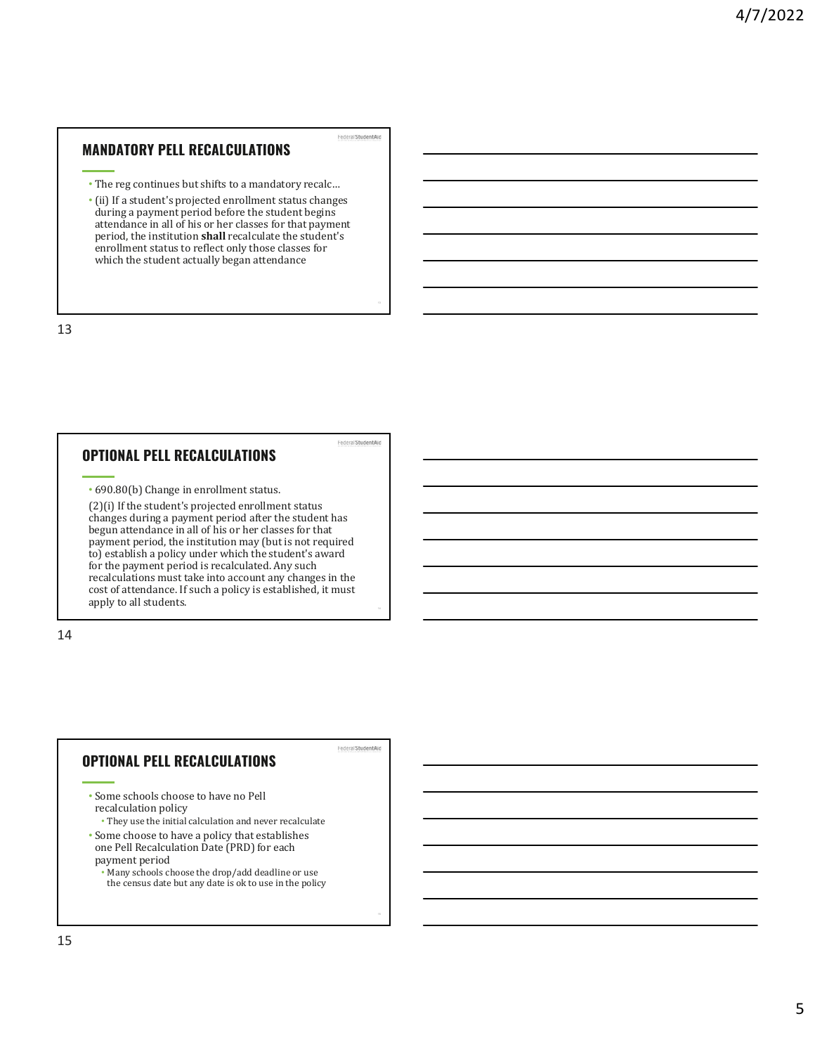## MANDATORY PELL RECALCULATIONS

- The reg continues but shifts to a mandatory recalc…
- (ii) If a student's projected enrollment status changes during a payment period before the student begins attendance in all of his or her classes for that payment period, the institution **shall** recalculate the student's enrollment status to reflect only those classes for which the student actually began attendance

## OPTIONAL PELL RECALCULATIONS

- 690.80(b) Change in enrollment status.

(2)(i) If the student's projected enrollment status changes during a payment period after the student has begun attendance in all of his or her classes for that payment period, the institution may (but is not required to) establish a policy under which the student's award for the payment period is recalculated. Any such recalculations must take into account any changes in the cost of attendance. If such a policy is established, it must apply to all students.

## OPTIONAL PELL RECALCULATIONS

- Some schools choose to have no Pell recalculation policy
  - They use the initial calculation and never recalculate
- Some choose to have a policy that establishes one Pell Recalculation Date (PRD) for each payment period
  - Many schools choose the drop/add deadline or use the census date but any date is ok to use in the policy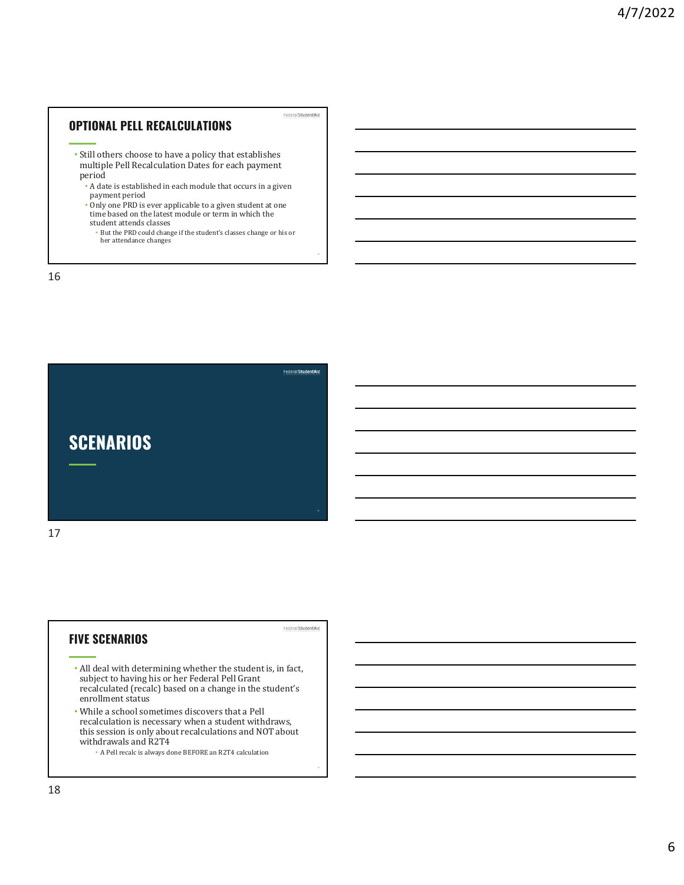## OPTIONAL PELL RECALCULATIONS

- Still others choose to have a policy that establishes multiple Pell Recalculation Dates for each payment period
  - A date is established in each module that occurs in a given payment period
  - Only one PRD is ever applicable to a given student at one time based on the latest module or term in which the student attends classes
    - But the PRD could change if the student's classes change or his or her attendance changes

## SCENARIOS

## FIVE SCENARIOS

- All deal with determining whether the student is, in fact, subject to having his or her Federal Pell Grant recalculated (recalc) based on a change in the student's enrollment status
- While a school sometimes discovers that a Pell recalculation is necessary when a student withdraws, this session is only about recalculations and NOT about withdrawals and R2T4
  - A Pell recalc is always done BEFORE an R2T4 calculation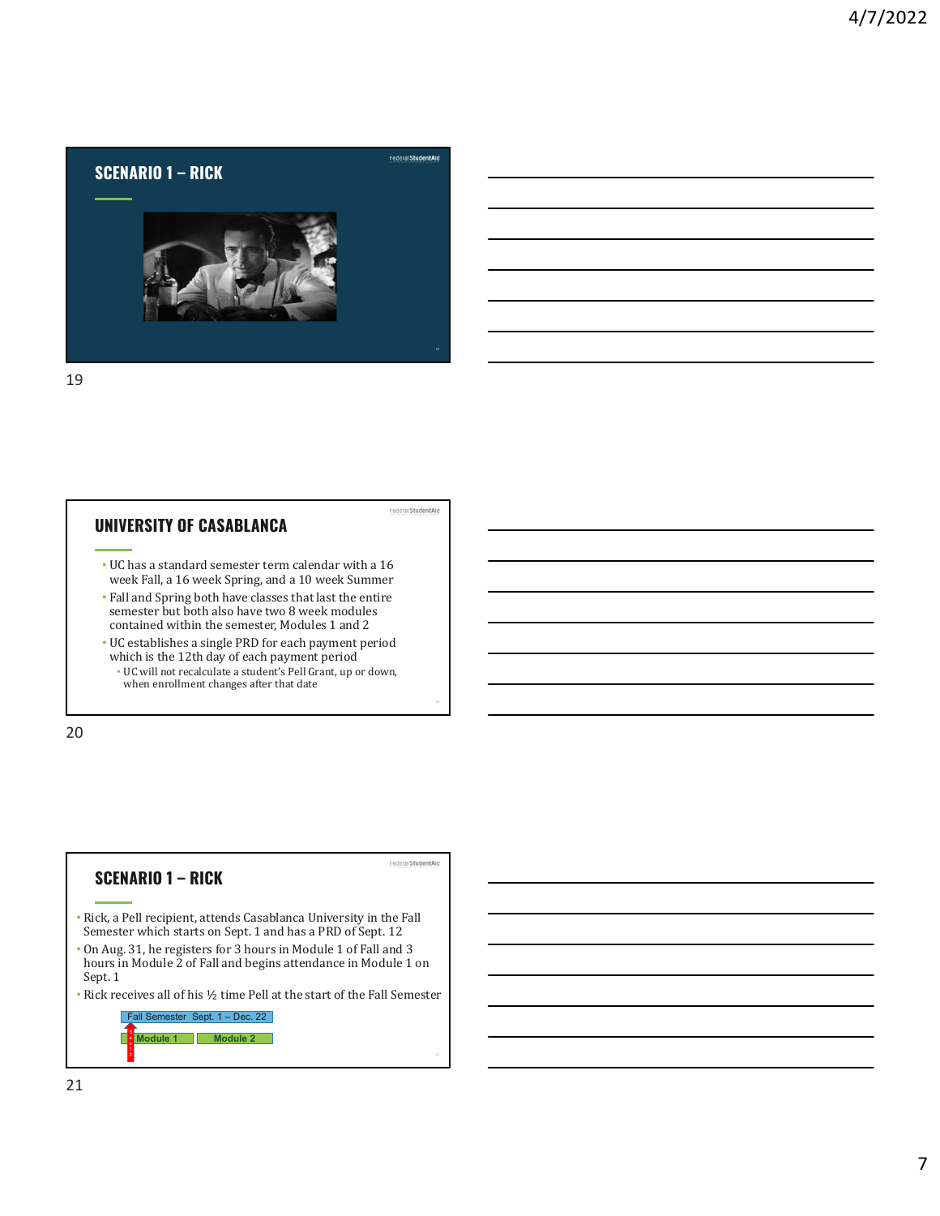## SCENARIO 1 – RICK

## UNIVERSITY OF CASABLANCA

- UC has a standard semester term calendar with a 16 week Fall, a 16 week Spring, and a 10 week Summer
- Fall and Spring both have classes that last the entire semester but both also have two 8 week modules contained within the semester, Modules 1 and 2
- UC establishes a single PRD for each payment period which is the 12th day of each payment period
  - UC will not recalculate a student's Pell Grant, up or down, when enrollment changes after that date

## SCENARIO 1 – RICK

- Rick, a Pell recipient, attends Casablanca University in the Fall Semester which starts on Sept. 1 and has a PRD of Sept. 12
- On Aug. 31, he registers for 3 hours in Module 1 of Fall and 3 hours in Module 2 of Fall and begins attendance in Module 1 on Sept. 1
- Rick receives all of his ½ time Pell at the start of the Fall Semester

Fall Semester Sept. 1 – Dec. 22

Module 1 | Module 2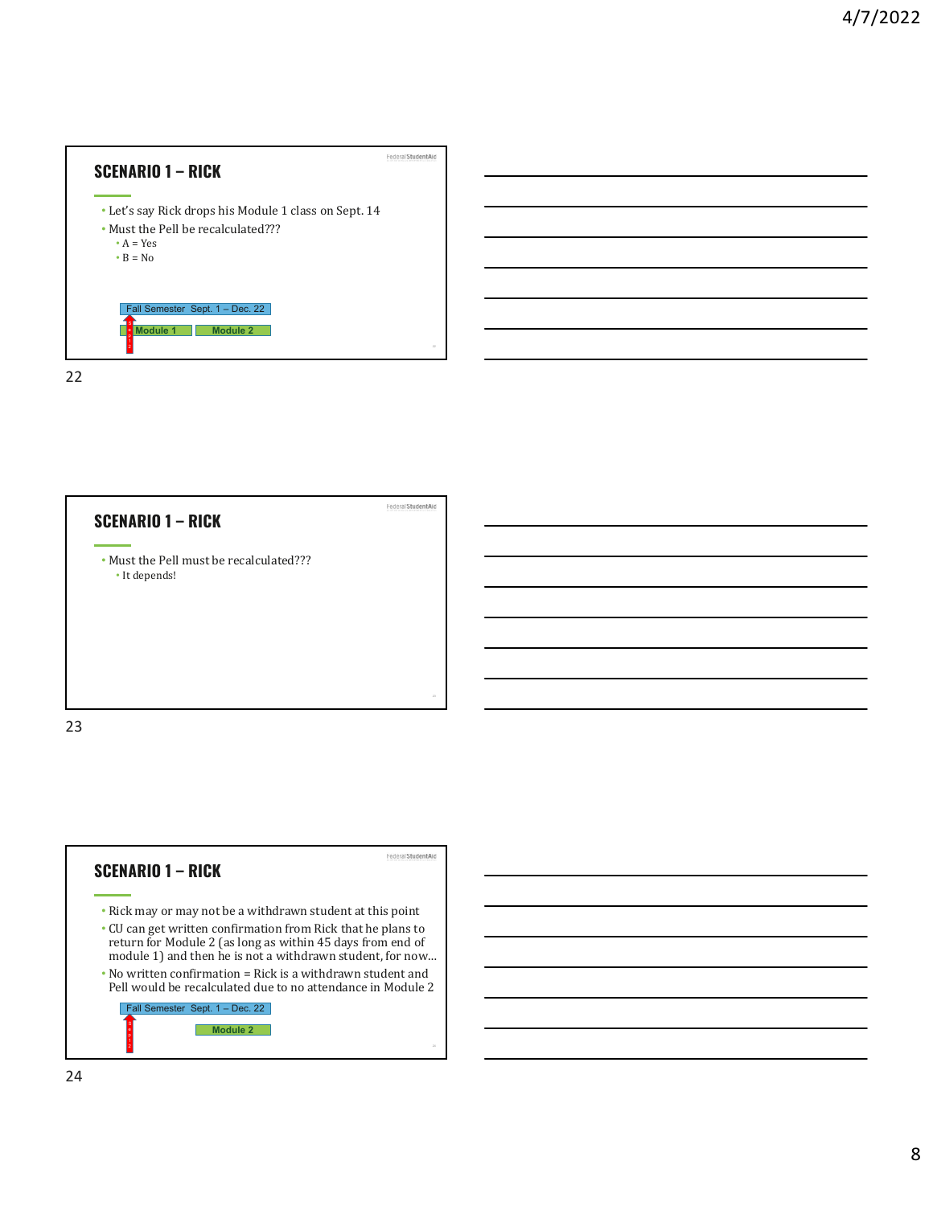## SCENARIO 1 – RICK

- Let's say Rick drops his Module 1 class on Sept. 14
- Must the Pell be recalculated???
  - A = Yes
  - B = No

Fall Semester Sept. 1 – Dec. 22

Module 1 | Module 2

## SCENARIO 1 – RICK

- Must the Pell must be recalculated???
  - It depends!

## SCENARIO 1 – RICK

- Rick may or may not be a withdrawn student at this point
- CU can get written confirmation from Rick that he plans to return for Module 2 (as long as within 45 days from end of module 1) and then he is not a withdrawn student, for now…
- No written confirmation = Rick is a withdrawn student and Pell would be recalculated due to no attendance in Module 2

Fall Semester Sept. 1 – Dec. 22

Module 2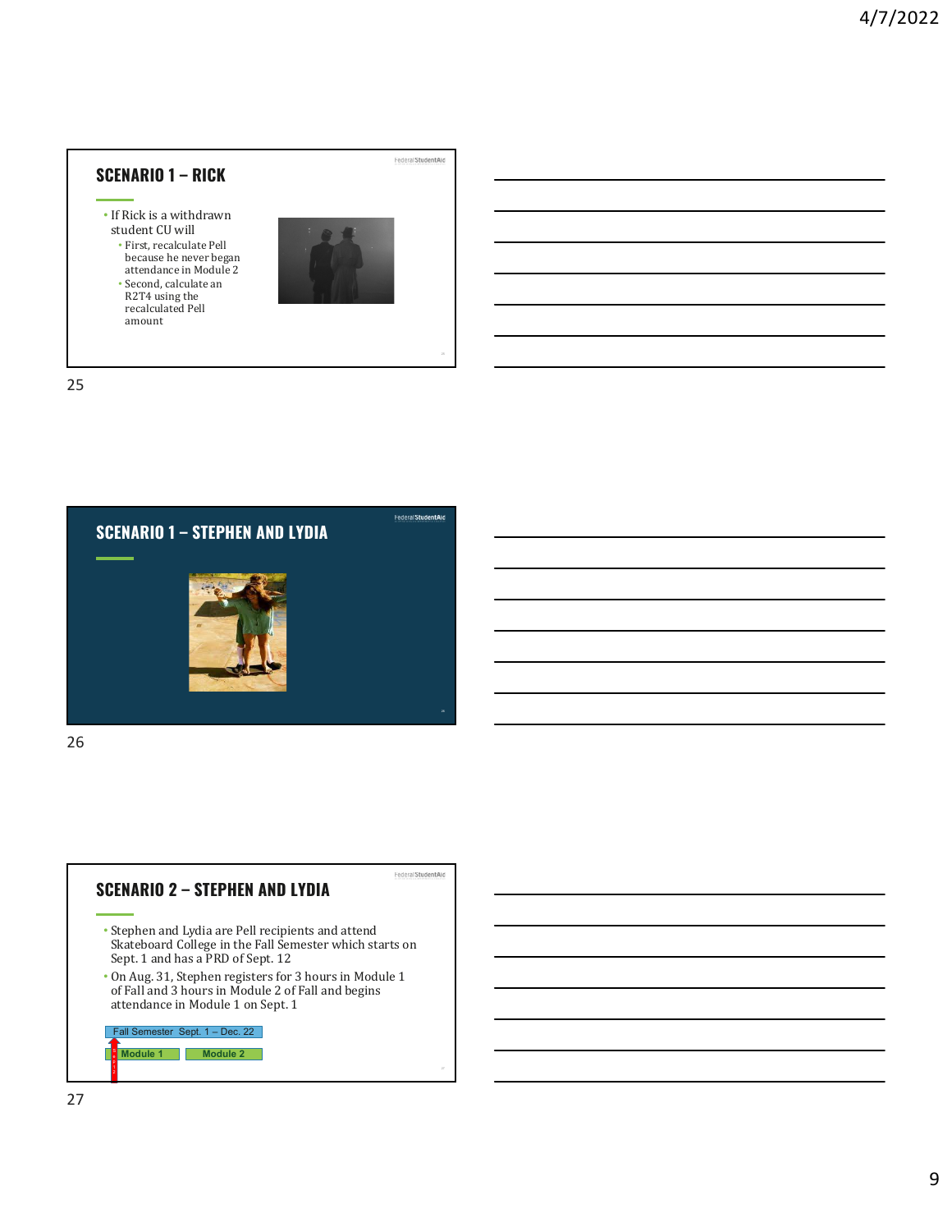## SCENARIO 1 – RICK

- If Rick is a withdrawn student CU will
  - First, recalculate Pell because he never began attendance in Module 2
  - Second, calculate an R2T4 using the recalculated Pell amount

## SCENARIO 1 – STEPHEN AND LYDIA

## SCENARIO 2 – STEPHEN AND LYDIA

- Stephen and Lydia are Pell recipients and attend Skateboard College in the Fall Semester which starts on Sept. 1 and has a PRD of Sept. 12
- On Aug. 31, Stephen registers for 3 hours in Module 1 of Fall and 3 hours in Module 2 of Fall and begins attendance in Module 1 on Sept. 1

Fall Semester Sept. 1 – Dec. 22

Module 1 | Module 2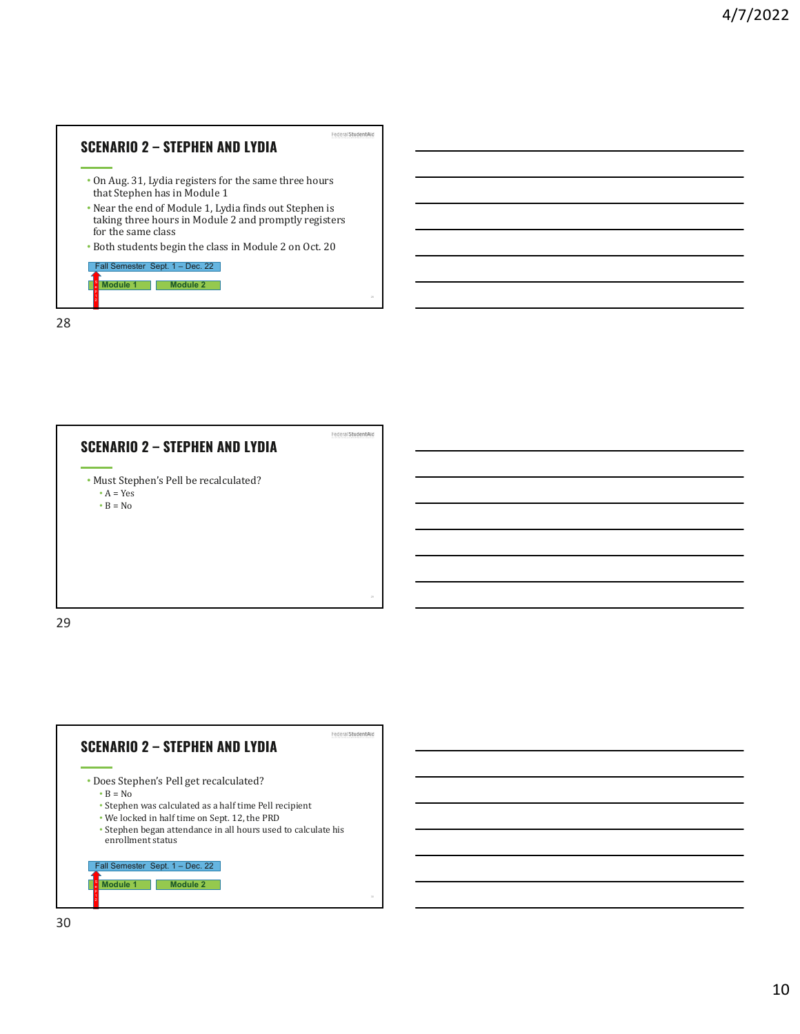## SCENARIO 2 – STEPHEN AND LYDIA

- On Aug. 31, Lydia registers for the same three hours that Stephen has in Module 1
- Near the end of Module 1, Lydia finds out Stephen is taking three hours in Module 2 and promptly registers for the same class
- Both students begin the class in Module 2 on Oct. 20

Fall Semester Sept. 1 – Dec. 22

Module 1 | Module 2

## SCENARIO 2 – STEPHEN AND LYDIA

- Must Stephen's Pell be recalculated?
  - A = Yes
  - B = No

## SCENARIO 2 – STEPHEN AND LYDIA

- Does Stephen's Pell get recalculated?
  - B = No
  - Stephen was calculated as a half time Pell recipient
  - We locked in half time on Sept. 12, the PRD
  - Stephen began attendance in all hours used to calculate his enrollment status

Fall Semester Sept. 1 – Dec. 22

Module 1 | Module 2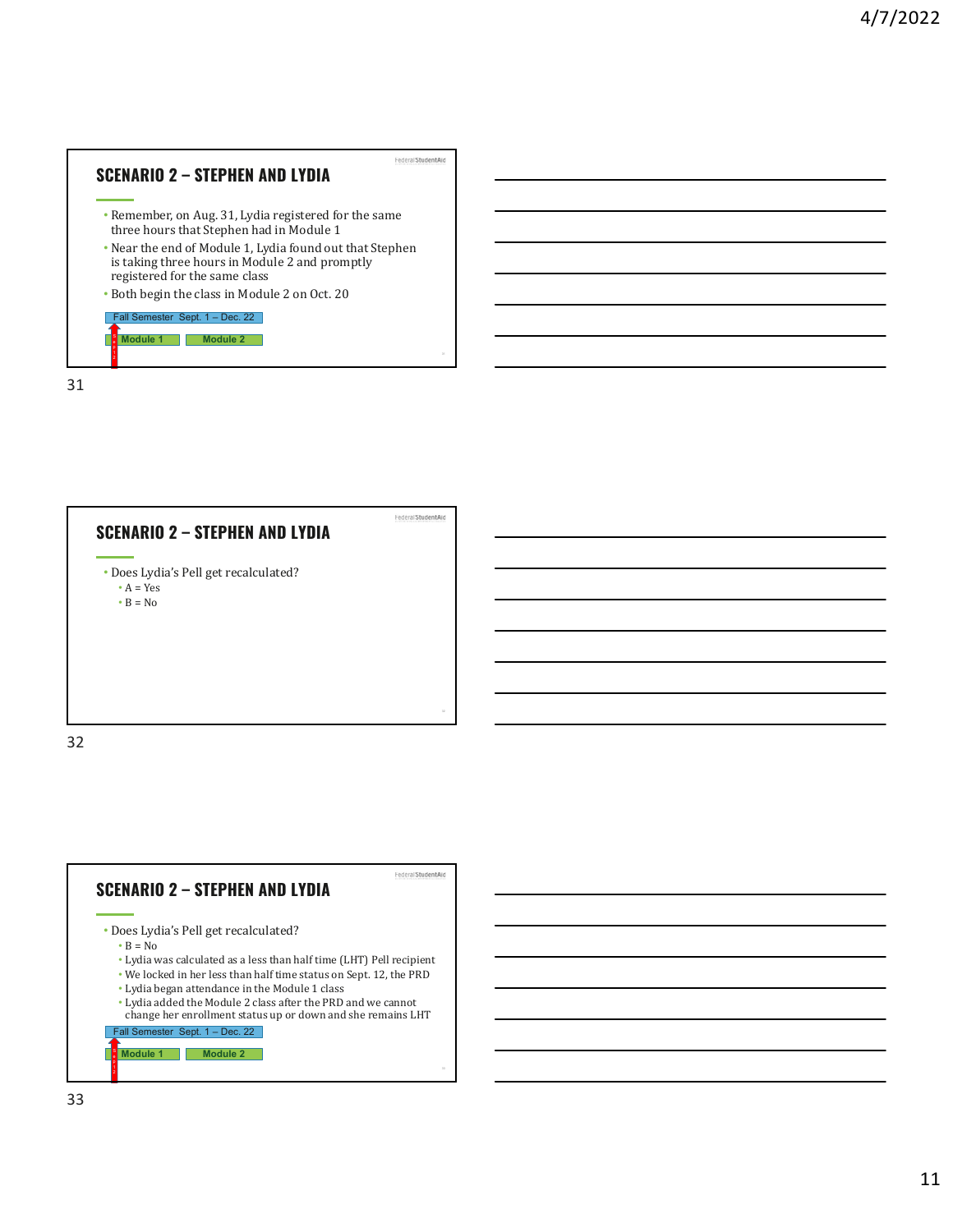## SCENARIO 2 – STEPHEN AND LYDIA

- Remember, on Aug. 31, Lydia registered for the same three hours that Stephen had in Module 1
- Near the end of Module 1, Lydia found out that Stephen is taking three hours in Module 2 and promptly registered for the same class
- Both begin the class in Module 2 on Oct. 20

Fall Semester Sept. 1 – Dec. 22

Module 1 | Module 2

## SCENARIO 2 – STEPHEN AND LYDIA

- Does Lydia's Pell get recalculated?
  - A = Yes
  - B = No

## SCENARIO 2 – STEPHEN AND LYDIA

- Does Lydia's Pell get recalculated?
  - B = No
  - Lydia was calculated as a less than half time (LHT) Pell recipient
  - We locked in her less than half time status on Sept. 12, the PRD
  - Lydia began attendance in the Module 1 class
  - Lydia added the Module 2 class after the PRD and we cannot change her enrollment status up or down and she remains LHT

Fall Semester Sept. 1 – Dec. 22

Module 1 | Module 2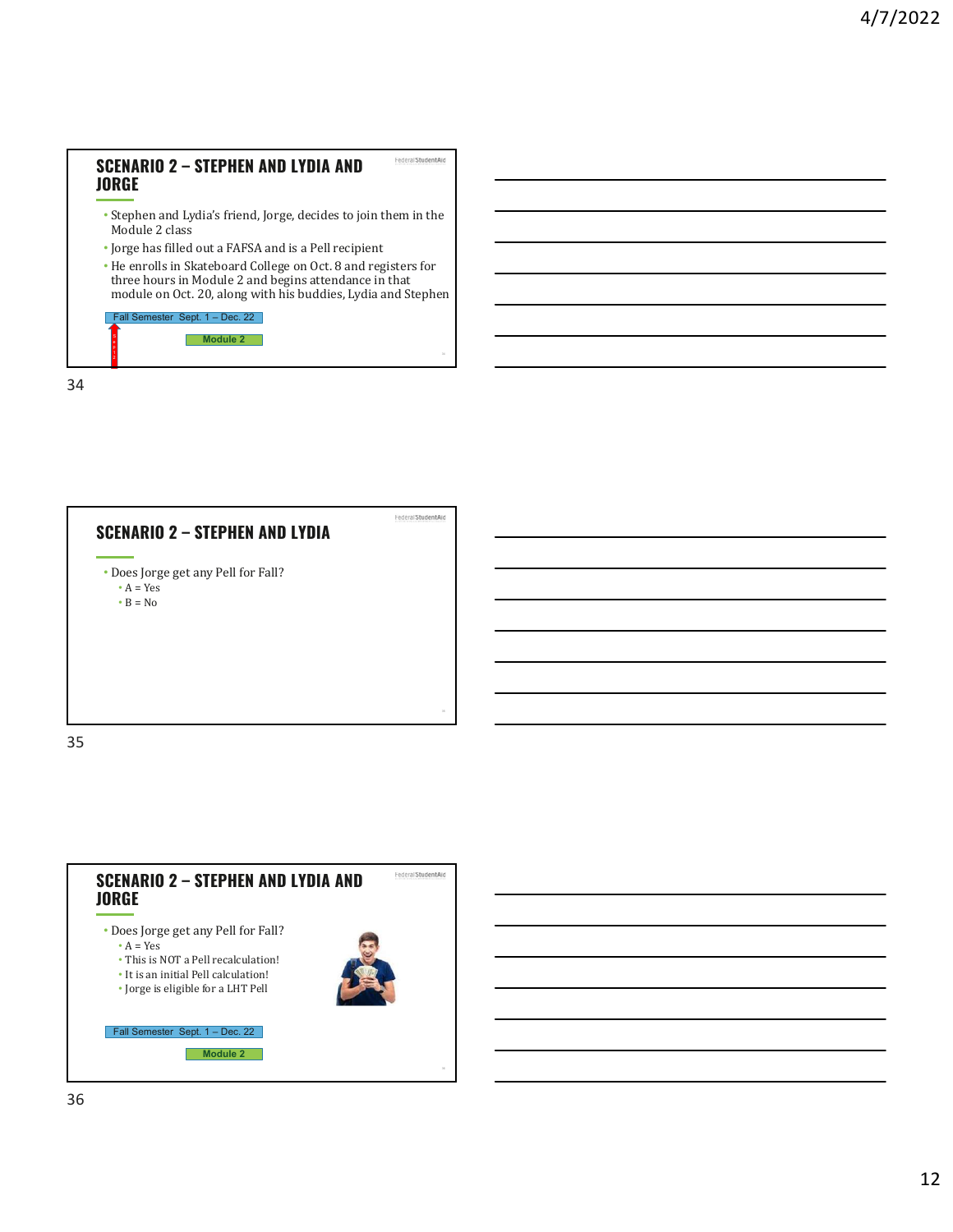## SCENARIO 2 – STEPHEN AND LYDIA AND JORGE

- Stephen and Lydia's friend, Jorge, decides to join them in the Module 2 class
- Jorge has filled out a FAFSA and is a Pell recipient
- He enrolls in Skateboard College on Oct. 8 and registers for three hours in Module 2 and begins attendance in that module on Oct. 20, along with his buddies, Lydia and Stephen

Fall Semester Sept. 1 – Dec. 22

Module 2

## SCENARIO 2 – STEPHEN AND LYDIA

- Does Jorge get any Pell for Fall?
  - A = Yes
  - B = No

## SCENARIO 2 – STEPHEN AND LYDIA AND JORGE

- Does Jorge get any Pell for Fall?
  - A = Yes
  - This is NOT a Pell recalculation!
  - It is an initial Pell calculation!
  - Jorge is eligible for a LHT Pell

Fall Semester Sept. 1 – Dec. 22

Module 2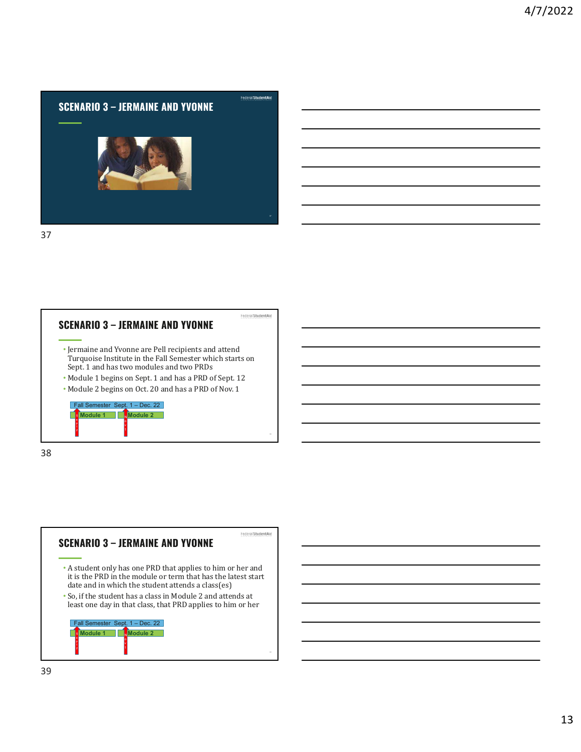## SCENARIO 3 – JERMAINE AND YVONNE

## SCENARIO 3 – JERMAINE AND YVONNE

- Jermaine and Yvonne are Pell recipients and attend Turquoise Institute in the Fall Semester which starts on Sept. 1 and has two modules and two PRDs
- Module 1 begins on Sept. 1 and has a PRD of Sept. 12
- Module 2 begins on Oct. 20 and has a PRD of Nov. 1

Fall Semester Sept. 1 – Dec. 22

Module 1 | Module 2

Sept 12 | Nov 1

## SCENARIO 3 – JERMAINE AND YVONNE

- A student only has one PRD that applies to him or her and it is the PRD in the module or term that has the latest start date and in which the student attends a class(es)
- So, if the student has a class in Module 2 and attends at least one day in that class, that PRD applies to him or her

Fall Semester Sept. 1 – Dec. 22

Module 1 | Module 2

Sept 12 | Nov 1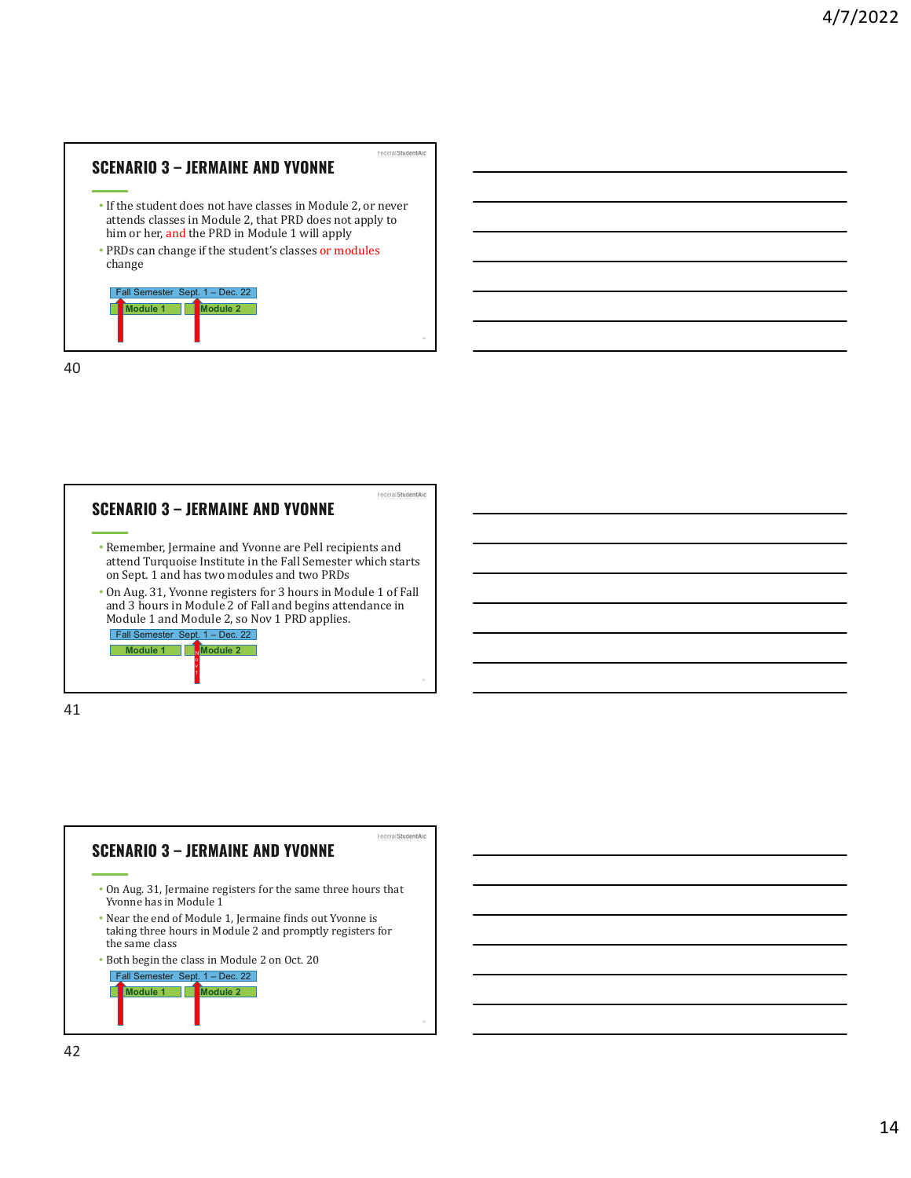## SCENARIO 3 – JERMAINE AND YVONNE

- If the student does not have classes in Module 2, or never attends classes in Module 2, that PRD does not apply to him or her, and the PRD in Module 1 will apply
- PRDs can change if the student's classes or modules change

Fall Semester Sept. 1 – Dec. 22

Module 1 | Module 2

40

## SCENARIO 3 – JERMAINE AND YVONNE

- Remember, Jermaine and Yvonne are Pell recipients and attend Turquoise Institute in the Fall Semester which starts on Sept. 1 and has two modules and two PRDs
- On Aug. 31, Yvonne registers for 3 hours in Module 1 of Fall and 3 hours in Module 2 of Fall and begins attendance in Module 1 and Module 2, so Nov 1 PRD applies.

Fall Semester Sept. 1 – Dec. 22

Module 1 | Module 2

Nov 1

41

## SCENARIO 3 – JERMAINE AND YVONNE

- On Aug. 31, Jermaine registers for the same three hours that Yvonne has in Module 1
- Near the end of Module 1, Jermaine finds out Yvonne is taking three hours in Module 2 and promptly registers for the same class
- Both begin the class in Module 2 on Oct. 20

Fall Semester Sept. 1 – Dec. 22

Module 1 | Module 2

42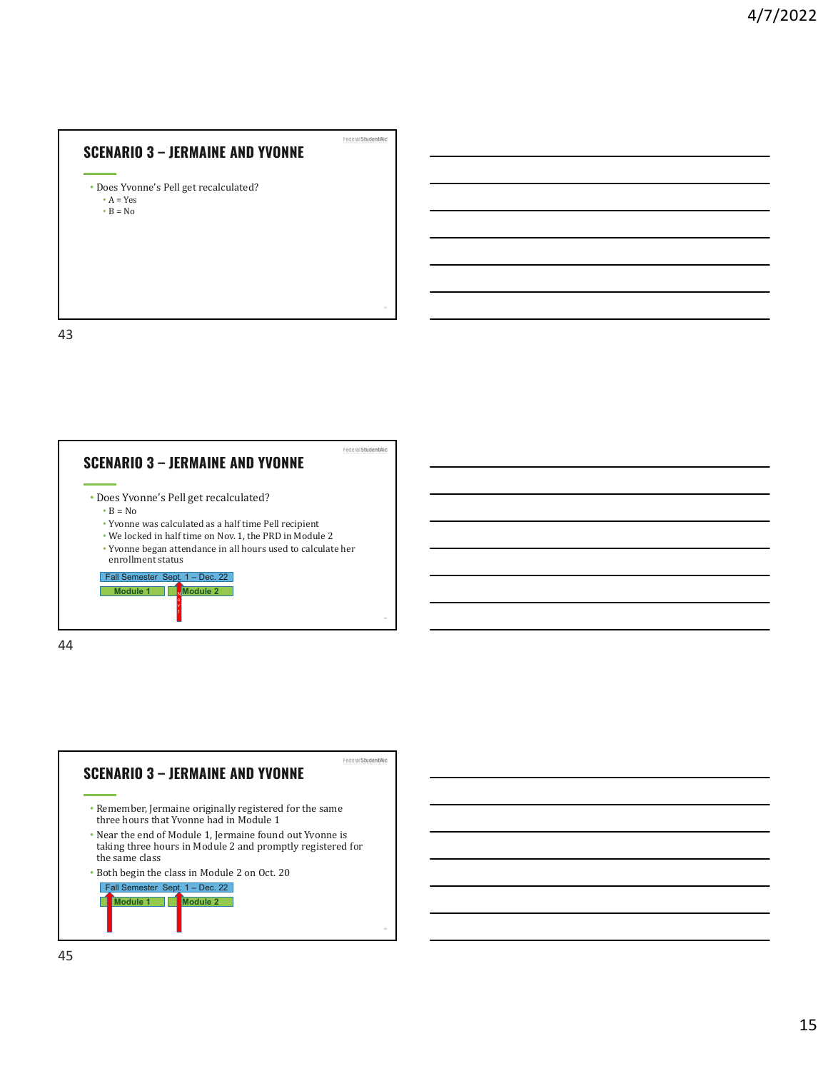## SCENARIO 3 – JERMAINE AND YVONNE

- Does Yvonne's Pell get recalculated?
  - A = Yes
  - B = No

## SCENARIO 3 – JERMAINE AND YVONNE

- Does Yvonne's Pell get recalculated?
  - B = No
  - Yvonne was calculated as a half time Pell recipient
  - We locked in half time on Nov. 1, the PRD in Module 2
  - Yvonne began attendance in all hours used to calculate her enrollment status

Fall Semester Sept. 1 – Dec. 22

Module 1 | Module 2

Nov 1

## SCENARIO 3 – JERMAINE AND YVONNE

- Remember, Jermaine originally registered for the same three hours that Yvonne had in Module 1
- Near the end of Module 1, Jermaine found out Yvonne is taking three hours in Module 2 and promptly registered for the same class
- Both begin the class in Module 2 on Oct. 20

Fall Semester Sept. 1 – Dec. 22

Module 1 | Module 2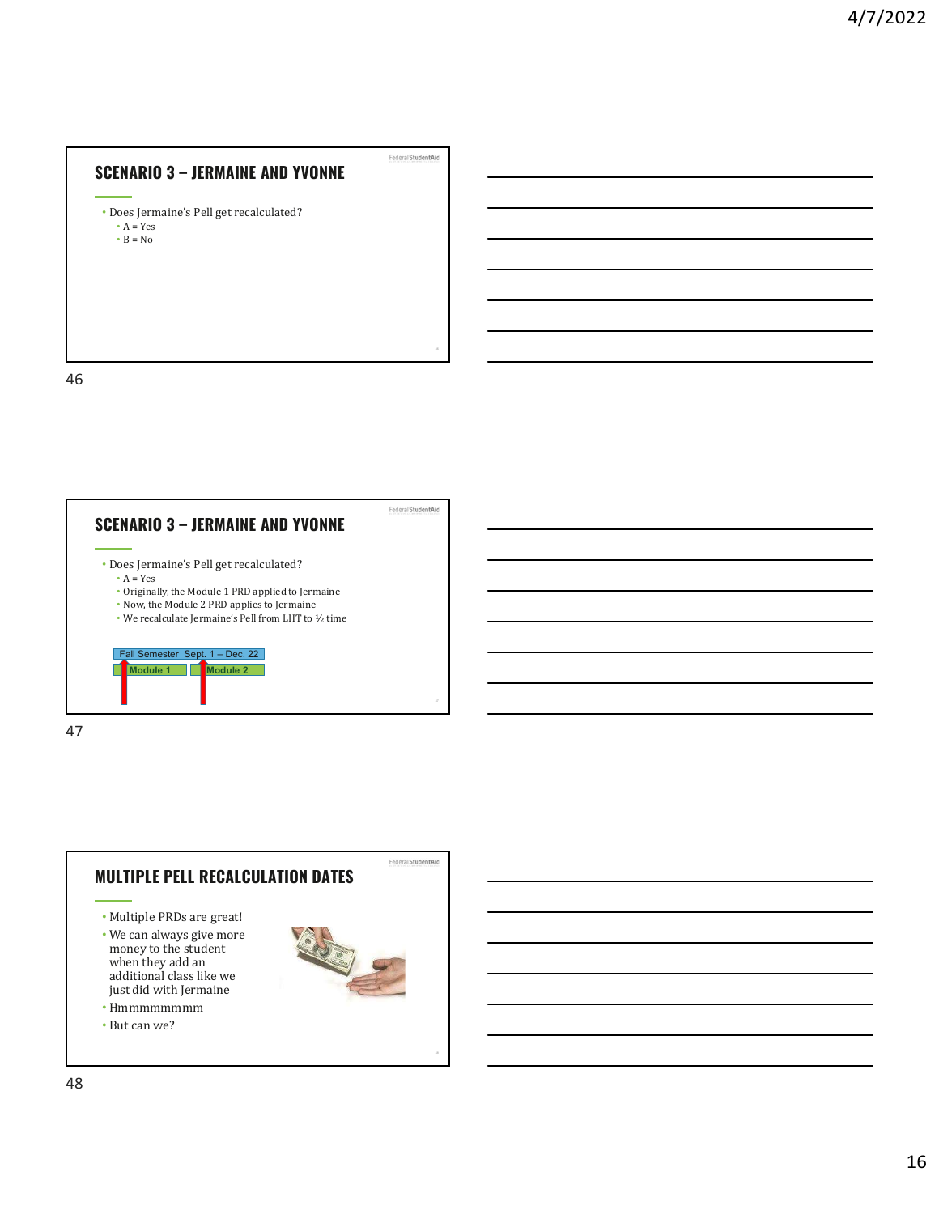## SCENARIO 3 – JERMAINE AND YVONNE

- Does Jermaine's Pell get recalculated?
  - A = Yes
  - B = No

## SCENARIO 3 – JERMAINE AND YVONNE

- Does Jermaine's Pell get recalculated?
  - A = Yes
  - Originally, the Module 1 PRD applied to Jermaine
  - Now, the Module 2 PRD applies to Jermaine
  - We recalculate Jermaine's Pell from LHT to ½ time

Fall Semester Sept. 1 – Dec. 22

Module 1 | Module 2

## MULTIPLE PELL RECALCULATION DATES

- Multiple PRDs are great!
- We can always give more money to the student when they add an additional class like we just did with Jermaine
- Hmmmmmmmm
- But can we?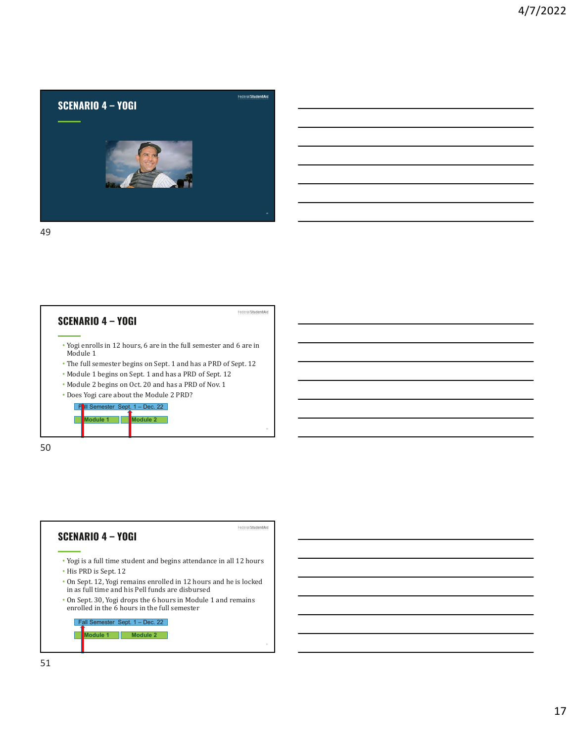## SCENARIO 4 – YOGI

## SCENARIO 4 – YOGI

- Yogi enrolls in 12 hours, 6 are in the full semester and 6 are in Module 1
- The full semester begins on Sept. 1 and has a PRD of Sept. 12
- Module 1 begins on Sept. 1 and has a PRD of Sept. 12
- Module 2 begins on Oct. 20 and has a PRD of Nov. 1
- Does Yogi care about the Module 2 PRD?

Fall Semester Sept. 1 – Dec. 22

Module 1 | Module 2

## SCENARIO 4 – YOGI

- Yogi is a full time student and begins attendance in all 12 hours
- His PRD is Sept. 12
- On Sept. 12, Yogi remains enrolled in 12 hours and he is locked in as full time and his Pell funds are disbursed
- On Sept. 30, Yogi drops the 6 hours in Module 1 and remains enrolled in the 6 hours in the full semester

Fall Semester Sept. 1 – Dec. 22

Module 1 | Module 2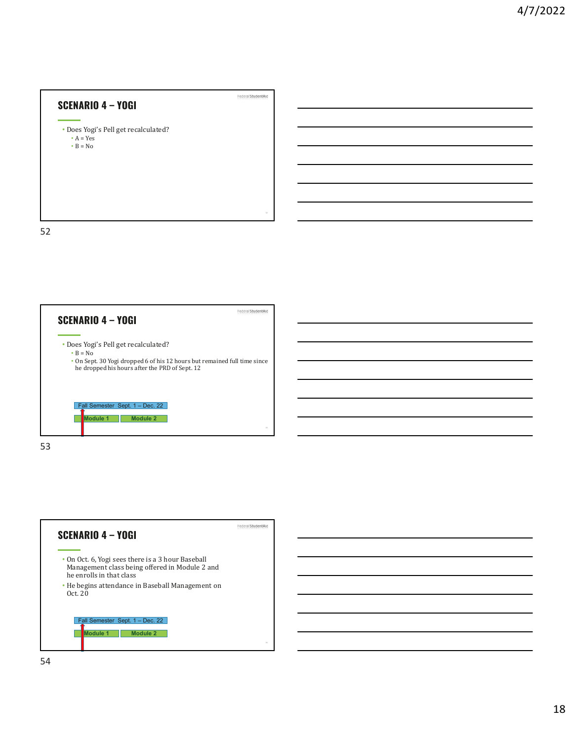## SCENARIO 4 – YOGI

- Does Yogi's Pell get recalculated?
  - A = Yes
  - B = No

## SCENARIO 4 – YOGI

- Does Yogi's Pell get recalculated?
  - B = No
  - On Sept. 30 Yogi dropped 6 of his 12 hours but remained full time since he dropped his hours after the PRD of Sept. 12

Fall Semester Sept. 1 – Dec. 22

Module 1 | Module 2

## SCENARIO 4 – YOGI

- On Oct. 6, Yogi sees there is a 3 hour Baseball Management class being offered in Module 2 and he enrolls in that class
- He begins attendance in Baseball Management on Oct. 20

Fall Semester Sept. 1 – Dec. 22

Module 1 | Module 2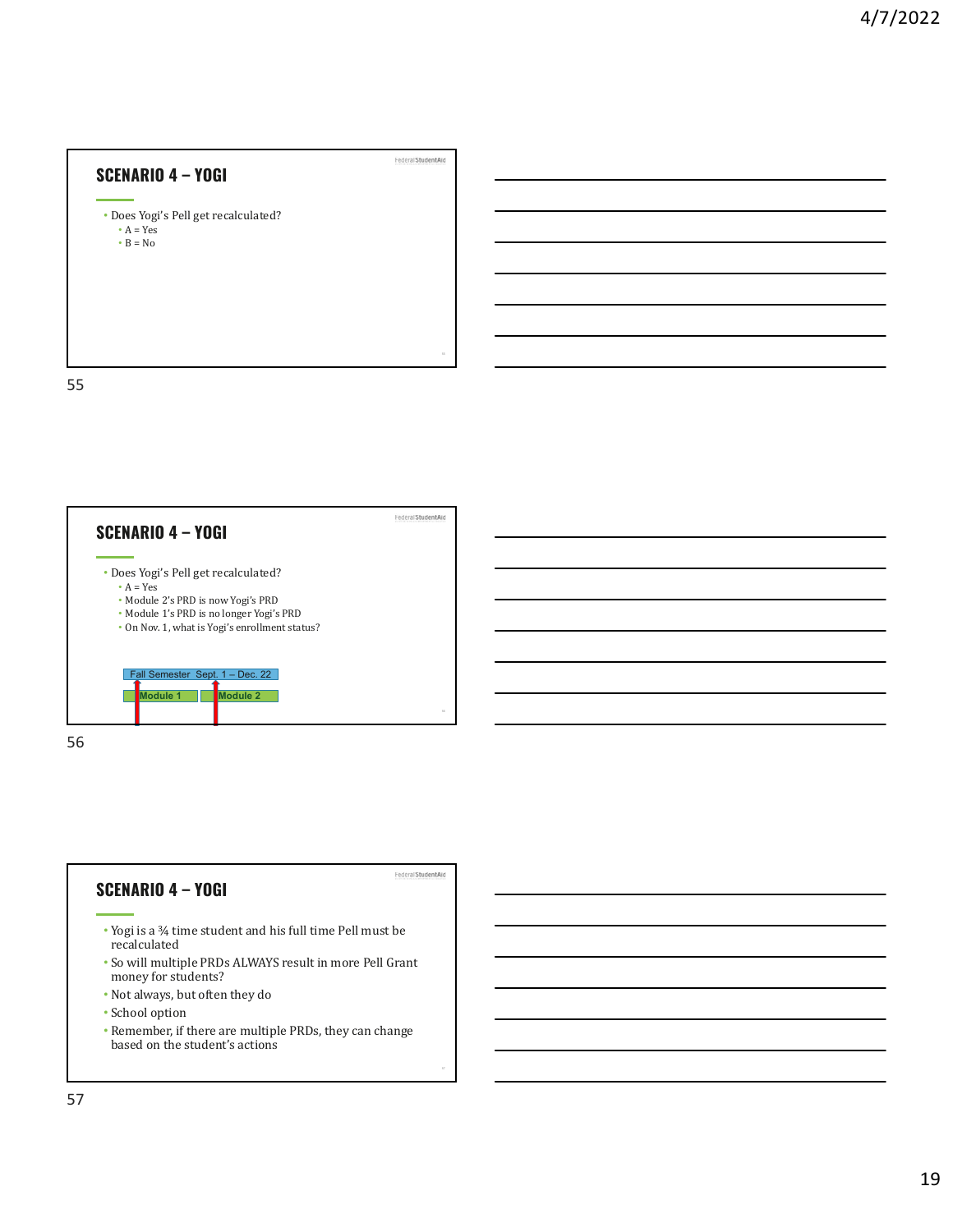## SCENARIO 4 – YOGI

- Does Yogi's Pell get recalculated?
  - A = Yes
  - B = No

## SCENARIO 4 – YOGI

- Does Yogi's Pell get recalculated?
  - A = Yes
  - Module 2's PRD is now Yogi's PRD
  - Module 1's PRD is no longer Yogi's PRD
  - On Nov. 1, what is Yogi's enrollment status?

Fall Semester Sept. 1 – Dec. 22

Module 1 | Module 2

## SCENARIO 4 – YOGI

- Yogi is a ¾ time student and his full time Pell must be recalculated
- So will multiple PRDs ALWAYS result in more Pell Grant money for students?
- Not always, but often they do
- School option
- Remember, if there are multiple PRDs, they can change based on the student's actions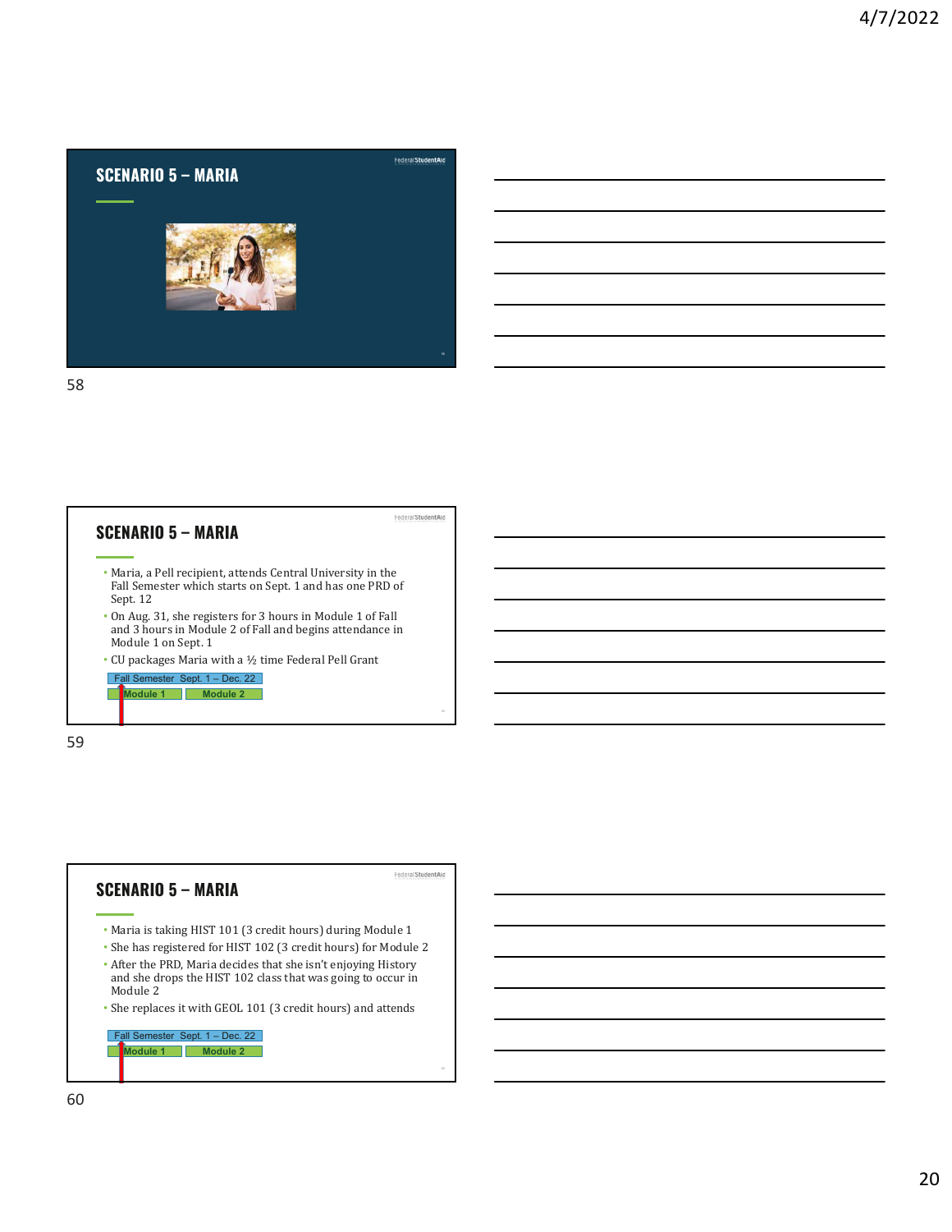## SCENARIO 5 – MARIA

## SCENARIO 5 – MARIA

- Maria, a Pell recipient, attends Central University in the Fall Semester which starts on Sept. 1 and has one PRD of Sept. 12
- On Aug. 31, she registers for 3 hours in Module 1 of Fall and 3 hours in Module 2 of Fall and begins attendance in Module 1 on Sept. 1
- CU packages Maria with a ½ time Federal Pell Grant

Fall Semester Sept. 1 – Dec. 22

Module 1 | Module 2

## SCENARIO 5 – MARIA

- Maria is taking HIST 101 (3 credit hours) during Module 1
- She has registered for HIST 102 (3 credit hours) for Module 2
- After the PRD, Maria decides that she isn't enjoying History and she drops the HIST 102 class that was going to occur in Module 2
- She replaces it with GEOL 101 (3 credit hours) and attends

Fall Semester Sept. 1 – Dec. 22

Module 1 | Module 2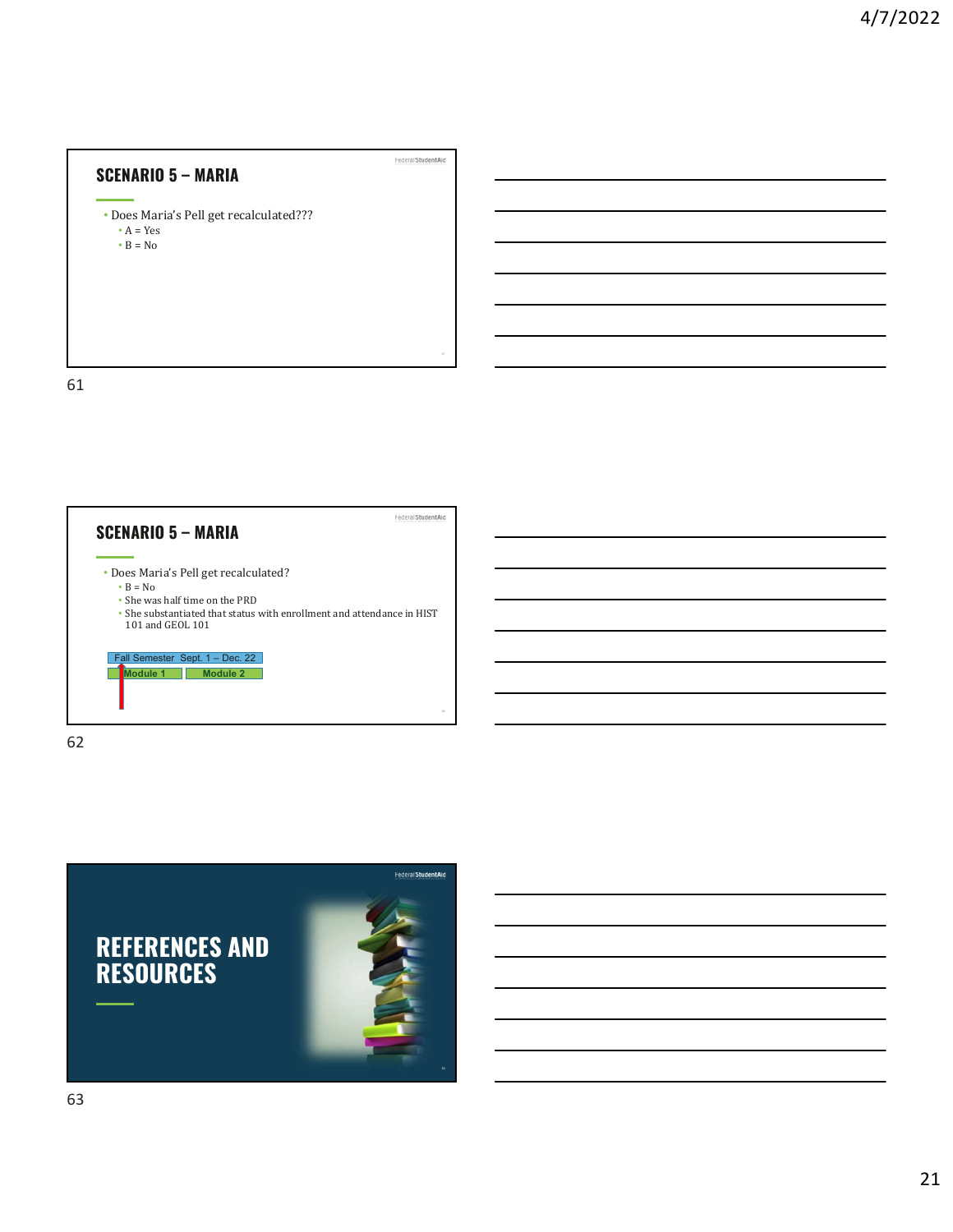## SCENARIO 5 – MARIA

- Does Maria's Pell get recalculated???
  - A = Yes
  - B = No

## SCENARIO 5 – MARIA

- Does Maria's Pell get recalculated?
  - B = No
  - She was half time on the PRD
  - She substantiated that status with enrollment and attendance in HIST 101 and GEOL 101

Fall Semester Sept. 1 – Dec. 22

Module 1 | Module 2

## REFERENCES AND RESOURCES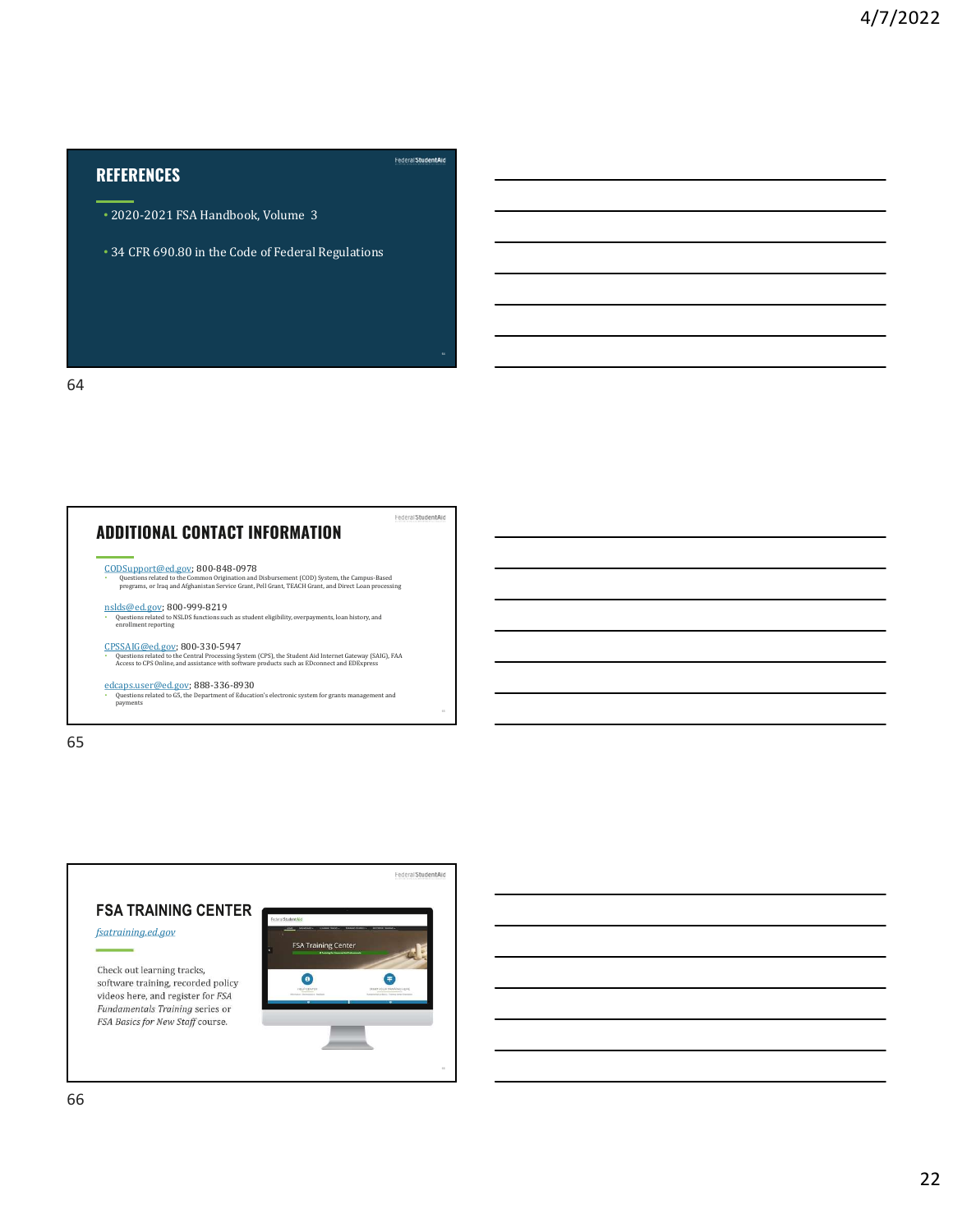## REFERENCES

- 2020-2021 FSA Handbook, Volume 3
- 34 CFR 690.80 in the Code of Federal Regulations

## ADDITIONAL CONTACT INFORMATION

CODSupport@ed.gov; 800-848-0978

- Questions related to the Common Origination and Disbursement (COD) System, the Campus-Based programs, or Iraq and Afghanistan Service Grant, Pell Grant, TEACH Grant, and Direct Loan processing

nslds@ed.gov; 800-999-8219

- Questions related to NSLDS functions such as student eligibility, overpayments, loan history, and enrollment reporting

CPSSAIG@ed.gov; 800-330-5947

- Questions related to the Central Processing System (CPS), the Student Aid Internet Gateway (SAIG), FAA Access to CPS Online, and assistance with software products such as EDconnect and EDExpress

edcaps.user@ed.gov; 888-336-8930

- Questions related to G5, the Department of Education's electronic system for grants management and payments

## FSA TRAINING CENTER

*fsatraining.ed.gov*

Check out learning tracks, software training, recorded policy videos here, and register for *FSA Fundamentals Training* series or *FSA Basics for New Staff* course.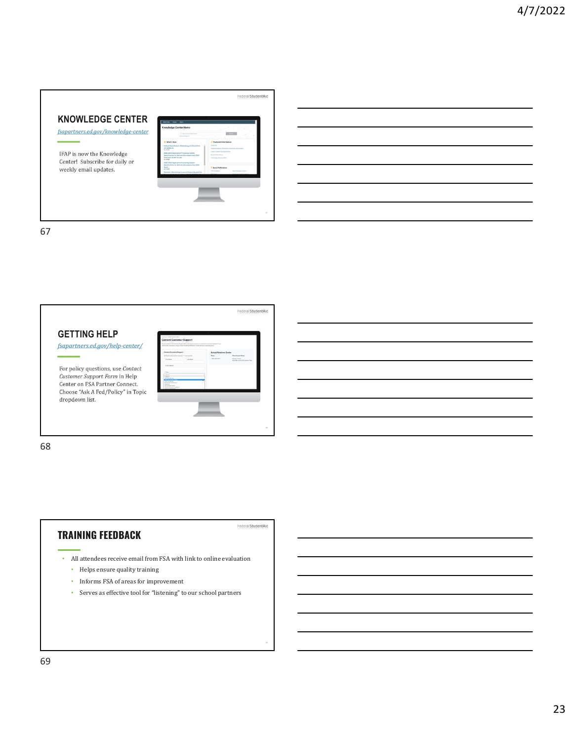## KNOWLEDGE CENTER

*fsapartners.ed.gov/knowledge-center*

IFAP is now the Knowledge Center! Subscribe for daily or weekly email updates.

## GETTING HELP

*fsapartners.ed.gov/help-center/*

For policy questions, use *Contact Customer Support Form* in Help Center on FSA Partner Connect. Choose "Ask A Fed/Policy" in Topic dropdown list.

## TRAINING FEEDBACK

- All attendees receive email from FSA with link to online evaluation
  - Helps ensure quality training
  - Informs FSA of areas for improvement
  - Serves as effective tool for "listening" to our school partners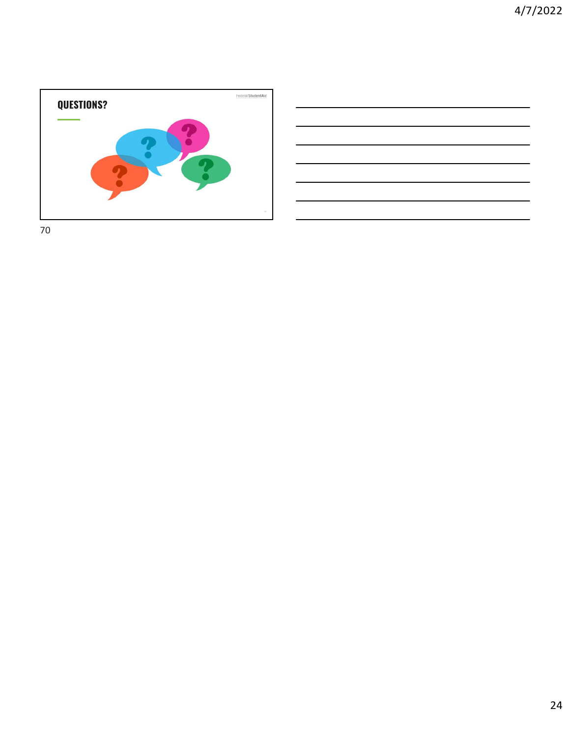## QUESTIONS?